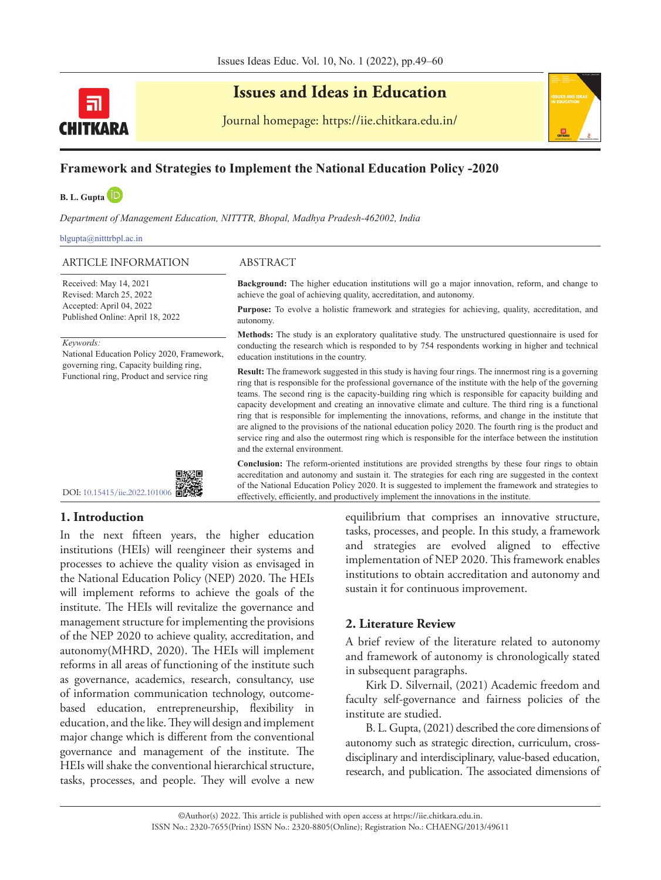# Issues and Ideas in Education

Journal homepage: https://iie.chitkara.edu.in/

## Framework and Strategies to Implement the National Education Policy -2020

**B. L. Gupta**

*Department of Management Education, NITTTR, Bhopal, Madhya Pradesh-462002, India*

blgupta@nitttrbpl.ac.in

### ARTICLE INFORMATION

Received: May 14, 2021
Revised: March 25, 2022
Accepted: April 04, 2022
Published Online: April 18, 2022

*Keywords:*
National Education Policy 2020, Framework, governing ring, Capacity building ring, Functional ring, Product and service ring

DOI: 10.15415/iie.2022.101006

### ABSTRACT

**Background:** The higher education institutions will go a major innovation, reform, and change to achieve the goal of achieving quality, accreditation, and autonomy.

**Purpose:** To evolve a holistic framework and strategies for achieving, quality, accreditation, and autonomy.

**Methods:** The study is an exploratory qualitative study. The unstructured questionnaire is used for conducting the research which is responded to by 754 respondents working in higher and technical education institutions in the country.

**Result:** The framework suggested in this study is having four rings. The innermost ring is a governing ring that is responsible for the professional governance of the institute with the help of the governing teams. The second ring is the capacity-building ring which is responsible for capacity building and capacity development and creating an innovative climate and culture. The third ring is a functional ring that is responsible for implementing the innovations, reforms, and change in the institute that are aligned to the provisions of the national education policy 2020. The fourth ring is the product and service ring and also the outermost ring which is responsible for the interface between the institution and the external environment.

**Conclusion:** The reform-oriented institutions are provided strengths by these four rings to obtain accreditation and autonomy and sustain it. The strategies for each ring are suggested in the context of the National Education Policy 2020. It is suggested to implement the framework and strategies to effectively, efficiently, and productively implement the innovations in the institute.

## 1. Introduction

In the next fifteen years, the higher education institutions (HEIs) will reengineer their systems and processes to achieve the quality vision as envisaged in the National Education Policy (NEP) 2020. The HEIs will implement reforms to achieve the goals of the institute. The HEIs will revitalize the governance and management structure for implementing the provisions of the NEP 2020 to achieve quality, accreditation, and autonomy(MHRD, 2020). The HEIs will implement reforms in all areas of functioning of the institute such as governance, academics, research, consultancy, use of information communication technology, outcome-based education, entrepreneurship, flexibility in education, and the like. They will design and implement major change which is different from the conventional governance and management of the institute. The HEIs will shake the conventional hierarchical structure, tasks, processes, and people. They will evolve a new equilibrium that comprises an innovative structure, tasks, processes, and people. In this study, a framework and strategies are evolved aligned to effective implementation of NEP 2020. This framework enables institutions to obtain accreditation and autonomy and sustain it for continuous improvement.

## 2. Literature Review

A brief review of the literature related to autonomy and framework of autonomy is chronologically stated in subsequent paragraphs.

Kirk D. Silvernail, (2021) Academic freedom and faculty self-governance and fairness policies of the institute are studied.

B. L. Gupta, (2021) described the core dimensions of autonomy such as strategic direction, curriculum, cross-disciplinary and interdisciplinary, value-based education, research, and publication. The associated dimensions of

©Author(s) 2022. This article is published with open access at https://iie.chitkara.edu.in.
ISSN No.: 2320-7655(Print) ISSN No.: 2320-8805(Online); Registration No.: CHAENG/2013/49611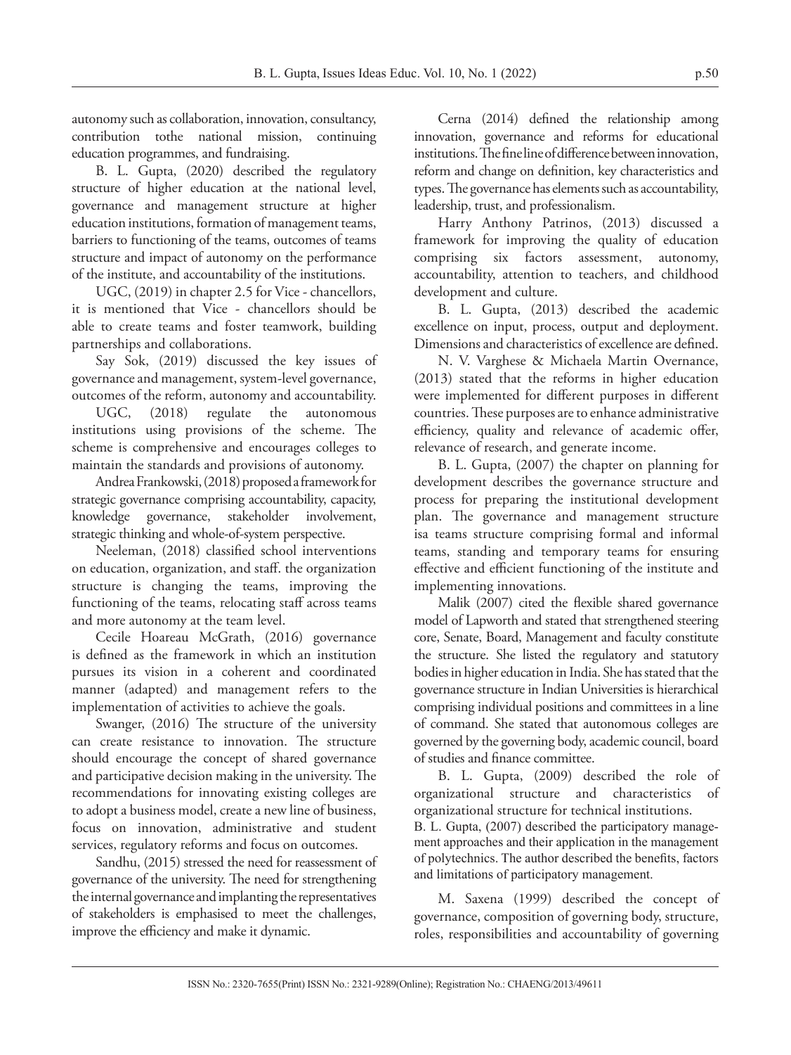autonomy such as collaboration, innovation, consultancy, contribution tothe national mission, continuing education programmes, and fundraising.

B. L. Gupta, (2020) described the regulatory structure of higher education at the national level, governance and management structure at higher education institutions, formation of management teams, barriers to functioning of the teams, outcomes of teams structure and impact of autonomy on the performance of the institute, and accountability of the institutions.

UGC, (2019) in chapter 2.5 for Vice - chancellors, it is mentioned that Vice - chancellors should be able to create teams and foster teamwork, building partnerships and collaborations.

Say Sok, (2019) discussed the key issues of governance and management, system-level governance, outcomes of the reform, autonomy and accountability.

UGC, (2018) regulate the autonomous institutions using provisions of the scheme. The scheme is comprehensive and encourages colleges to maintain the standards and provisions of autonomy.

Andrea Frankowski, (2018) proposed a framework for strategic governance comprising accountability, capacity, knowledge governance, stakeholder involvement, strategic thinking and whole-of-system perspective.

Neeleman, (2018) classified school interventions on education, organization, and staff. the organization structure is changing the teams, improving the functioning of the teams, relocating staff across teams and more autonomy at the team level.

Cecile Hoareau McGrath, (2016) governance is defined as the framework in which an institution pursues its vision in a coherent and coordinated manner (adapted) and management refers to the implementation of activities to achieve the goals.

Swanger, (2016) The structure of the university can create resistance to innovation. The structure should encourage the concept of shared governance and participative decision making in the university. The recommendations for innovating existing colleges are to adopt a business model, create a new line of business, focus on innovation, administrative and student services, regulatory reforms and focus on outcomes.

Sandhu, (2015) stressed the need for reassessment of governance of the university. The need for strengthening the internal governance and implanting the representatives of stakeholders is emphasised to meet the challenges, improve the efficiency and make it dynamic.

Cerna (2014) defined the relationship among innovation, governance and reforms for educational institutions. The fine line of difference between innovation, reform and change on definition, key characteristics and types. The governance has elements such as accountability, leadership, trust, and professionalism.

Harry Anthony Patrinos, (2013) discussed a framework for improving the quality of education comprising six factors assessment, autonomy, accountability, attention to teachers, and childhood development and culture.

B. L. Gupta, (2013) described the academic excellence on input, process, output and deployment. Dimensions and characteristics of excellence are defined.

N. V. Varghese & Michaela Martin Overnance, (2013) stated that the reforms in higher education were implemented for different purposes in different countries. These purposes are to enhance administrative efficiency, quality and relevance of academic offer, relevance of research, and generate income.

B. L. Gupta, (2007) the chapter on planning for development describes the governance structure and process for preparing the institutional development plan. The governance and management structure isa teams structure comprising formal and informal teams, standing and temporary teams for ensuring effective and efficient functioning of the institute and implementing innovations.

Malik (2007) cited the flexible shared governance model of Lapworth and stated that strengthened steering core, Senate, Board, Management and faculty constitute the structure. She listed the regulatory and statutory bodies in higher education in India. She has stated that the governance structure in Indian Universities is hierarchical comprising individual positions and committees in a line of command. She stated that autonomous colleges are governed by the governing body, academic council, board of studies and finance committee.

B. L. Gupta, (2009) described the role of organizational structure and characteristics of organizational structure for technical institutions.

B. L. Gupta, (2007) described the participatory management approaches and their application in the management of polytechnics. The author described the benefits, factors and limitations of participatory management.

M. Saxena (1999) described the concept of governance, composition of governing body, structure, roles, responsibilities and accountability of governing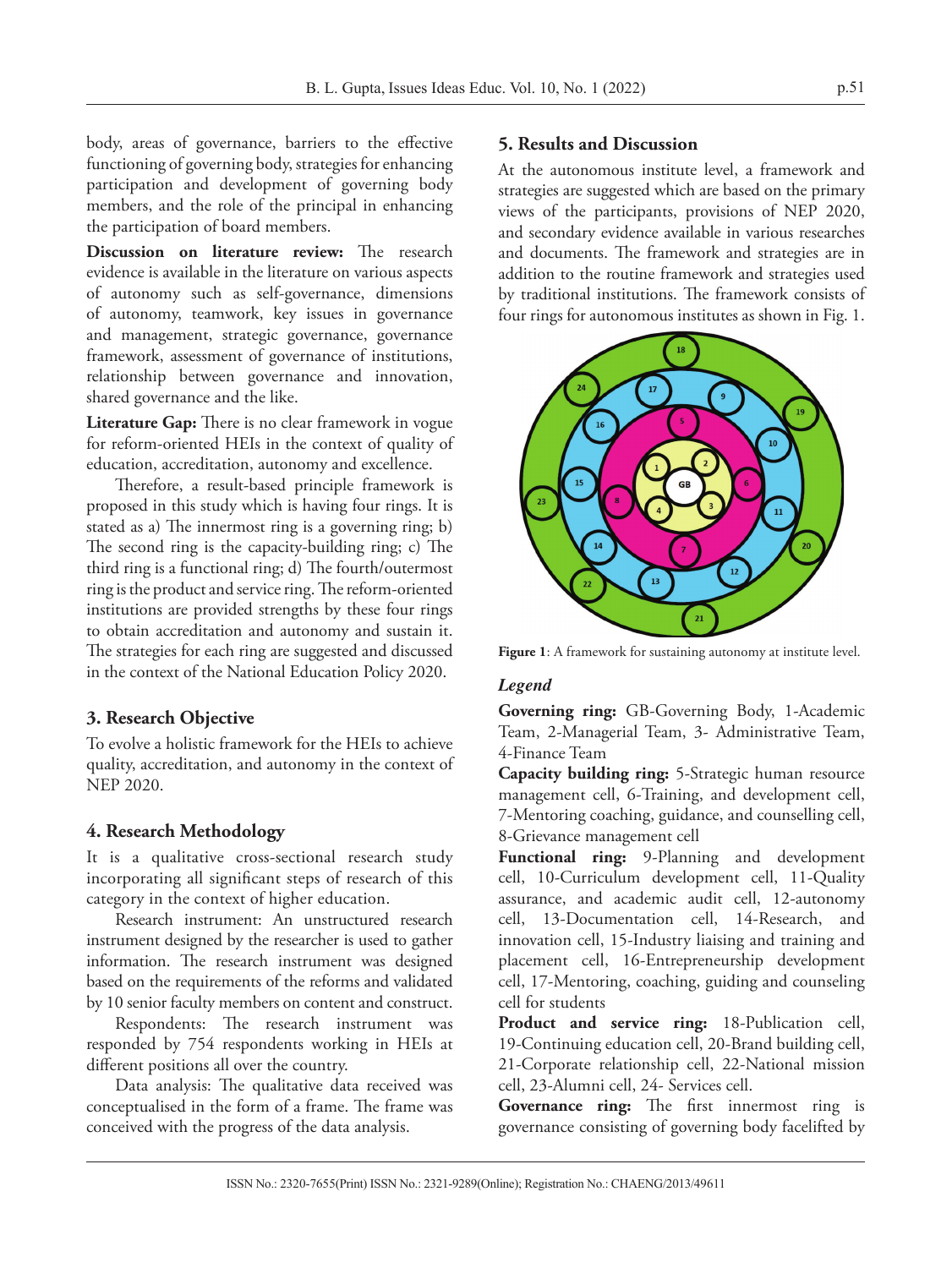body, areas of governance, barriers to the effective functioning of governing body, strategies for enhancing participation and development of governing body members, and the role of the principal in enhancing the participation of board members.

**Discussion on literature review:** The research evidence is available in the literature on various aspects of autonomy such as self-governance, dimensions of autonomy, teamwork, key issues in governance and management, strategic governance, governance framework, assessment of governance of institutions, relationship between governance and innovation, shared governance and the like.

**Literature Gap:** There is no clear framework in vogue for reform-oriented HEIs in the context of quality of education, accreditation, autonomy and excellence.

Therefore, a result-based principle framework is proposed in this study which is having four rings. It is stated as a) The innermost ring is a governing ring; b) The second ring is the capacity-building ring; c) The third ring is a functional ring; d) The fourth/outermost ring is the product and service ring. The reform-oriented institutions are provided strengths by these four rings to obtain accreditation and autonomy and sustain it. The strategies for each ring are suggested and discussed in the context of the National Education Policy 2020.

## 3. Research Objective

To evolve a holistic framework for the HEIs to achieve quality, accreditation, and autonomy in the context of NEP 2020.

## 4. Research Methodology

It is a qualitative cross-sectional research study incorporating all significant steps of research of this category in the context of higher education.

Research instrument: An unstructured research instrument designed by the researcher is used to gather information. The research instrument was designed based on the requirements of the reforms and validated by 10 senior faculty members on content and construct.

Respondents: The research instrument was responded by 754 respondents working in HEIs at different positions all over the country.

Data analysis: The qualitative data received was conceptualised in the form of a frame. The frame was conceived with the progress of the data analysis.

## 5. Results and Discussion

At the autonomous institute level, a framework and strategies are suggested which are based on the primary views of the participants, provisions of NEP 2020, and secondary evidence available in various researches and documents. The framework and strategies are in addition to the routine framework and strategies used by traditional institutions. The framework consists of four rings for autonomous institutes as shown in Fig. 1.

**Figure 1**: A framework for sustaining autonomy at institute level.

*Legend*

**Governing ring:** GB-Governing Body, 1-Academic Team, 2-Managerial Team, 3- Administrative Team, 4-Finance Team

**Capacity building ring:** 5-Strategic human resource management cell, 6-Training, and development cell, 7-Mentoring coaching, guidance, and counselling cell, 8-Grievance management cell

**Functional ring:** 9-Planning and development cell, 10-Curriculum development cell, 11-Quality assurance, and academic audit cell, 12-autonomy cell, 13-Documentation cell, 14-Research, and innovation cell, 15-Industry liaising and training and placement cell, 16-Entrepreneurship development cell, 17-Mentoring, coaching, guiding and counseling cell for students

**Product and service ring:** 18-Publication cell, 19-Continuing education cell, 20-Brand building cell, 21-Corporate relationship cell, 22-National mission cell, 23-Alumni cell, 24- Services cell.

**Governance ring:** The first innermost ring is governance consisting of governing body facelifted by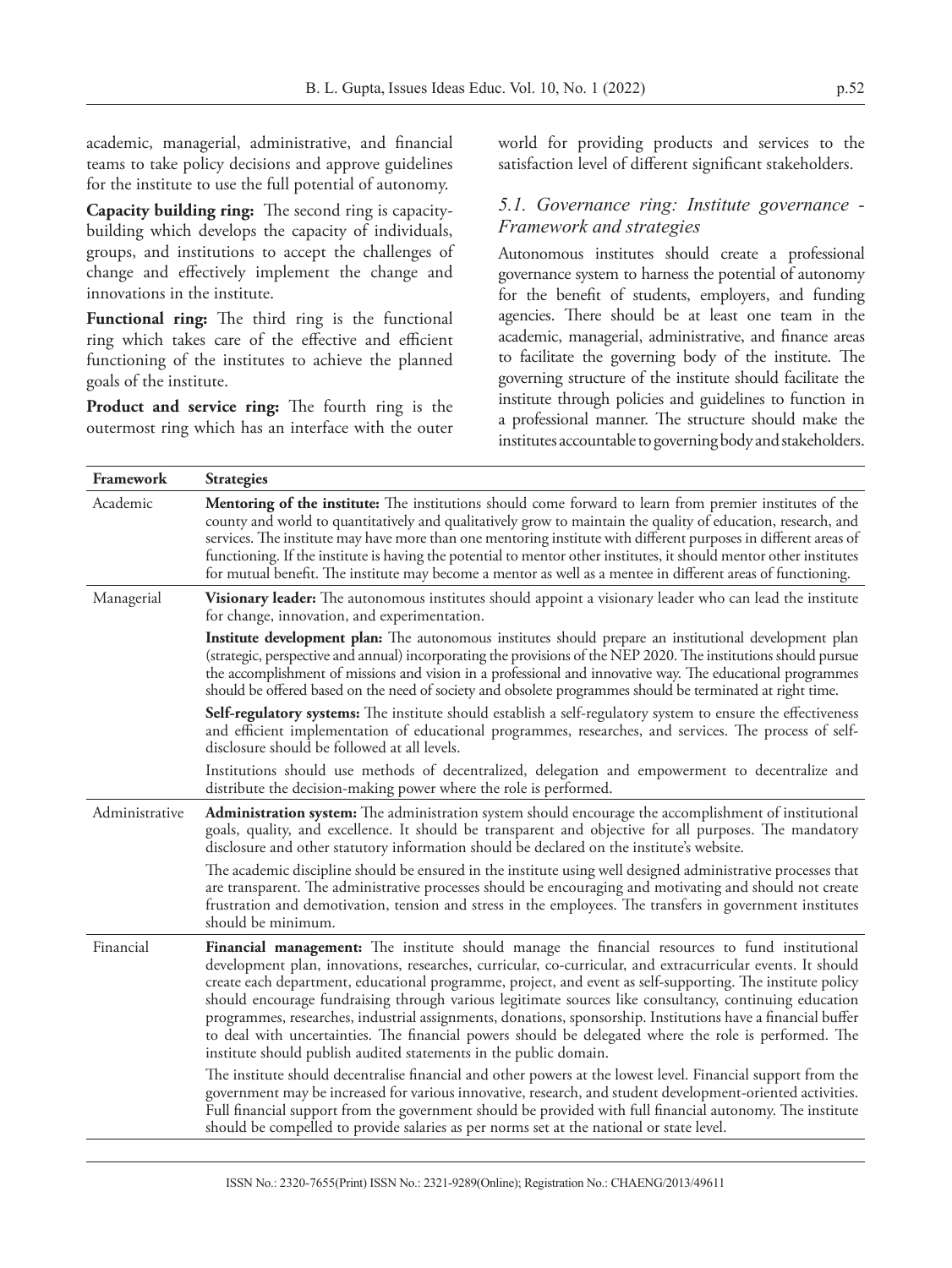academic, managerial, administrative, and financial teams to take policy decisions and approve guidelines for the institute to use the full potential of autonomy.

**Capacity building ring:** The second ring is capacity-building which develops the capacity of individuals, groups, and institutions to accept the challenges of change and effectively implement the change and innovations in the institute.

**Functional ring:** The third ring is the functional ring which takes care of the effective and efficient functioning of the institutes to achieve the planned goals of the institute.

**Product and service ring:** The fourth ring is the outermost ring which has an interface with the outer world for providing products and services to the satisfaction level of different significant stakeholders.

### *5.1. Governance ring: Institute governance - Framework and strategies*

Autonomous institutes should create a professional governance system to harness the potential of autonomy for the benefit of students, employers, and funding agencies. There should be at least one team in the academic, managerial, administrative, and finance areas to facilitate the governing body of the institute. The governing structure of the institute should facilitate the institute through policies and guidelines to function in a professional manner. The structure should make the institutes accountable to governing body and stakeholders.

| Framework | Strategies |
|---|---|
| Academic | **Mentoring of the institute:** The institutions should come forward to learn from premier institutes of the county and world to quantitatively and qualitatively grow to maintain the quality of education, research, and services. The institute may have more than one mentoring institute with different purposes in different areas of functioning. If the institute is having the potential to mentor other institutes, it should mentor other institutes for mutual benefit. The institute may become a mentor as well as a mentee in different areas of functioning. |
| Managerial | **Visionary leader:** The autonomous institutes should appoint a visionary leader who can lead the institute for change, innovation, and experimentation. |
| | **Institute development plan:** The autonomous institutes should prepare an institutional development plan (strategic, perspective and annual) incorporating the provisions of the NEP 2020. The institutions should pursue the accomplishment of missions and vision in a professional and innovative way. The educational programmes should be offered based on the need of society and obsolete programmes should be terminated at right time. |
| | **Self-regulatory systems:** The institute should establish a self-regulatory system to ensure the effectiveness and efficient implementation of educational programmes, researches, and services. The process of self-disclosure should be followed at all levels. |
| | Institutions should use methods of decentralized, delegation and empowerment to decentralize and distribute the decision-making power where the role is performed. |
| Administrative | **Administration system:** The administration system should encourage the accomplishment of institutional goals, quality, and excellence. It should be transparent and objective for all purposes. The mandatory disclosure and other statutory information should be declared on the institute's website. |
| | The academic discipline should be ensured in the institute using well designed administrative processes that are transparent. The administrative processes should be encouraging and motivating and should not create frustration and demotivation, tension and stress in the employees. The transfers in government institutes should be minimum. |
| Financial | **Financial management:** The institute should manage the financial resources to fund institutional development plan, innovations, researches, curricular, co-curricular, and extracurricular events. It should create each department, educational programme, project, and event as self-supporting. The institute policy should encourage fundraising through various legitimate sources like consultancy, continuing education programmes, researches, industrial assignments, donations, sponsorship. Institutions have a financial buffer to deal with uncertainties. The financial powers should be delegated where the role is performed. The institute should publish audited statements in the public domain. |
| | The institute should decentralise financial and other powers at the lowest level. Financial support from the government may be increased for various innovative, research, and student development-oriented activities. Full financial support from the government should be provided with full financial autonomy. The institute should be compelled to provide salaries as per norms set at the national or state level. |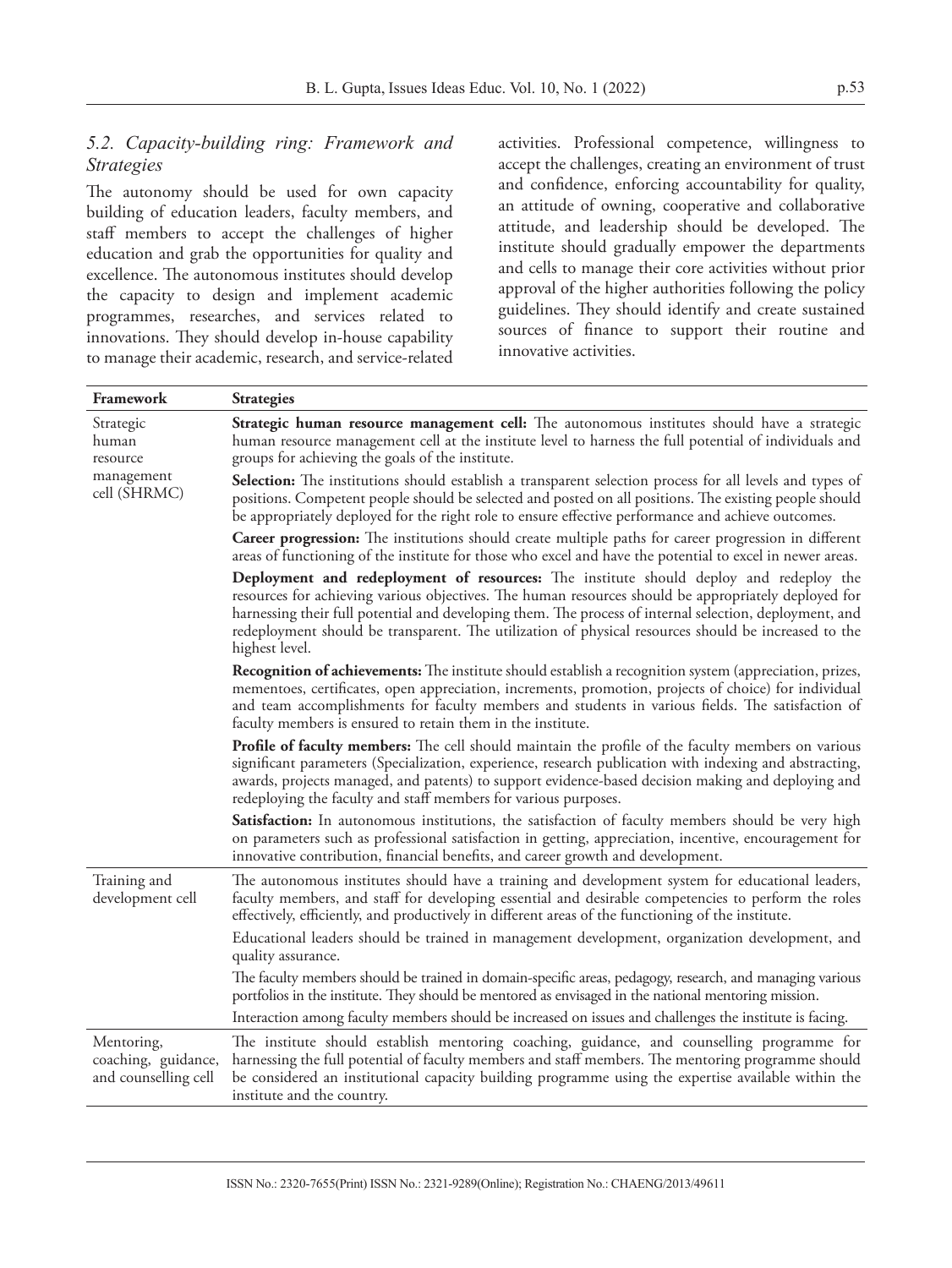### *5.2. Capacity-building ring: Framework and Strategies*

The autonomy should be used for own capacity building of education leaders, faculty members, and staff members to accept the challenges of higher education and grab the opportunities for quality and excellence. The autonomous institutes should develop the capacity to design and implement academic programmes, researches, and services related to innovations. They should develop in-house capability to manage their academic, research, and service-related activities. Professional competence, willingness to accept the challenges, creating an environment of trust and confidence, enforcing accountability for quality, an attitude of owning, cooperative and collaborative attitude, and leadership should be developed. The institute should gradually empower the departments and cells to manage their core activities without prior approval of the higher authorities following the policy guidelines. They should identify and create sustained sources of finance to support their routine and innovative activities.

| Framework | Strategies |
|---|---|
| Strategic human resource management cell (SHRMC) | **Strategic human resource management cell:** The autonomous institutes should have a strategic human resource management cell at the institute level to harness the full potential of individuals and groups for achieving the goals of the institute. |
| | **Selection:** The institutions should establish a transparent selection process for all levels and types of positions. Competent people should be selected and posted on all positions. The existing people should be appropriately deployed for the right role to ensure effective performance and achieve outcomes. |
| | **Career progression:** The institutions should create multiple paths for career progression in different areas of functioning of the institute for those who excel and have the potential to excel in newer areas. |
| | **Deployment and redeployment of resources:** The institute should deploy and redeploy the resources for achieving various objectives. The human resources should be appropriately deployed for harnessing their full potential and developing them. The process of internal selection, deployment, and redeployment should be transparent. The utilization of physical resources should be increased to the highest level. |
| | **Recognition of achievements:** The institute should establish a recognition system (appreciation, prizes, mementoes, certificates, open appreciation, increments, promotion, projects of choice) for individual and team accomplishments for faculty members and students in various fields. The satisfaction of faculty members is ensured to retain them in the institute. |
| | **Profile of faculty members:** The cell should maintain the profile of the faculty members on various significant parameters (Specialization, experience, research publication with indexing and abstracting, awards, projects managed, and patents) to support evidence-based decision making and deploying and redeploying the faculty and staff members for various purposes. |
| | **Satisfaction:** In autonomous institutions, the satisfaction of faculty members should be very high on parameters such as professional satisfaction in getting, appreciation, incentive, encouragement for innovative contribution, financial benefits, and career growth and development. |
| Training and development cell | The autonomous institutes should have a training and development system for educational leaders, faculty members, and staff for developing essential and desirable competencies to perform the roles effectively, efficiently, and productively in different areas of the functioning of the institute. |
| | Educational leaders should be trained in management development, organization development, and quality assurance. |
| | The faculty members should be trained in domain-specific areas, pedagogy, research, and managing various portfolios in the institute. They should be mentored as envisaged in the national mentoring mission. |
| | Interaction among faculty members should be increased on issues and challenges the institute is facing. |
| Mentoring, coaching, guidance, and counselling cell | The institute should establish mentoring coaching, guidance, and counselling programme for harnessing the full potential of faculty members and staff members. The mentoring programme should be considered an institutional capacity building programme using the expertise available within the institute and the country. |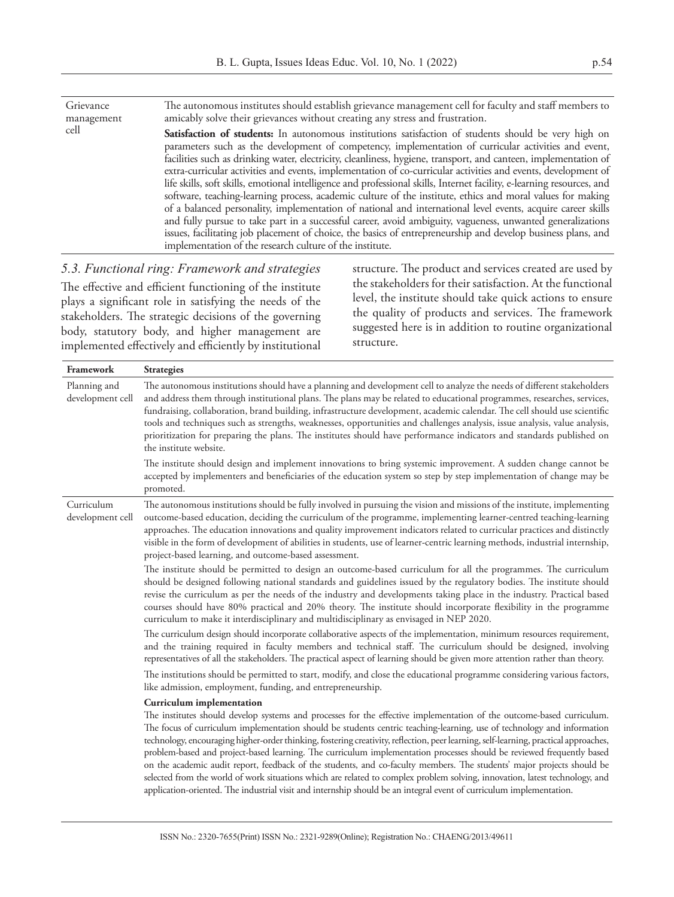| | |
|---|---|
| Grievance management cell | The autonomous institutes should establish grievance management cell for faculty and staff members to amicably solve their grievances without creating any stress and frustration.<br><br>**Satisfaction of students:** In autonomous institutions satisfaction of students should be very high on parameters such as the development of competency, implementation of curricular activities and event, facilities such as drinking water, electricity, cleanliness, hygiene, transport, and canteen, implementation of extra-curricular activities and events, implementation of co-curricular activities and events, development of life skills, soft skills, emotional intelligence and professional skills, Internet facility, e-learning resources, and software, teaching-learning process, academic culture of the institute, ethics and moral values for making of a balanced personality, implementation of national and international level events, acquire career skills and fully pursue to take part in a successful career, avoid ambiguity, vagueness, unwanted generalizations issues, facilitating job placement of choice, the basics of entrepreneurship and develop business plans, and implementation of the research culture of the institute. |

### *5.3. Functional ring: Framework and strategies*

The effective and efficient functioning of the institute plays a significant role in satisfying the needs of the stakeholders. The strategic decisions of the governing body, statutory body, and higher management are implemented effectively and efficiently by institutional structure. The product and services created are used by the stakeholders for their satisfaction. At the functional level, the institute should take quick actions to ensure the quality of products and services. The framework suggested here is in addition to routine organizational structure.

| Framework | Strategies |
|---|---|
| Planning and development cell | The autonomous institutions should have a planning and development cell to analyze the needs of different stakeholders and address them through institutional plans. The plans may be related to educational programmes, researches, services, fundraising, collaboration, brand building, infrastructure development, academic calendar. The cell should use scientific tools and techniques such as strengths, weaknesses, opportunities and challenges analysis, issue analysis, value analysis, prioritization for preparing the plans. The institutes should have performance indicators and standards published on the institute website.<br><br>The institute should design and implement innovations to bring systemic improvement. A sudden change cannot be accepted by implementers and beneficiaries of the education system so step by step implementation of change may be promoted. |
| Curriculum development cell | The autonomous institutions should be fully involved in pursuing the vision and missions of the institute, implementing outcome-based education, deciding the curriculum of the programme, implementing learner-centred teaching-learning approaches. The education innovations and quality improvement indicators related to curricular practices and distinctly visible in the form of development of abilities in students, use of learner-centric learning methods, industrial internship, project-based learning, and outcome-based assessment.<br><br>The institute should be permitted to design an outcome-based curriculum for all the programmes. The curriculum should be designed following national standards and guidelines issued by the regulatory bodies. The institute should revise the curriculum as per the needs of the industry and developments taking place in the industry. Practical based courses should have 80% practical and 20% theory. The institute should incorporate flexibility in the programme curriculum to make it interdisciplinary and multidisciplinary as envisaged in NEP 2020.<br><br>The curriculum design should incorporate collaborative aspects of the implementation, minimum resources requirement, and the training required in faculty members and technical staff. The curriculum should be designed, involving representatives of all the stakeholders. The practical aspect of learning should be given more attention rather than theory.<br><br>The institutions should be permitted to start, modify, and close the educational programme considering various factors, like admission, employment, funding, and entrepreneurship.<br><br>**Curriculum implementation**<br>The institutes should develop systems and processes for the effective implementation of the outcome-based curriculum. The focus of curriculum implementation should be students centric teaching-learning, use of technology and information technology, encouraging higher-order thinking, fostering creativity, reflection, peer learning, self-learning, practical approaches, problem-based and project-based learning. The curriculum implementation processes should be reviewed frequently based on the academic audit report, feedback of the students, and co-faculty members. The students' major projects should be selected from the world of work situations which are related to complex problem solving, innovation, latest technology, and application-oriented. The industrial visit and internship should be an integral event of curriculum implementation. |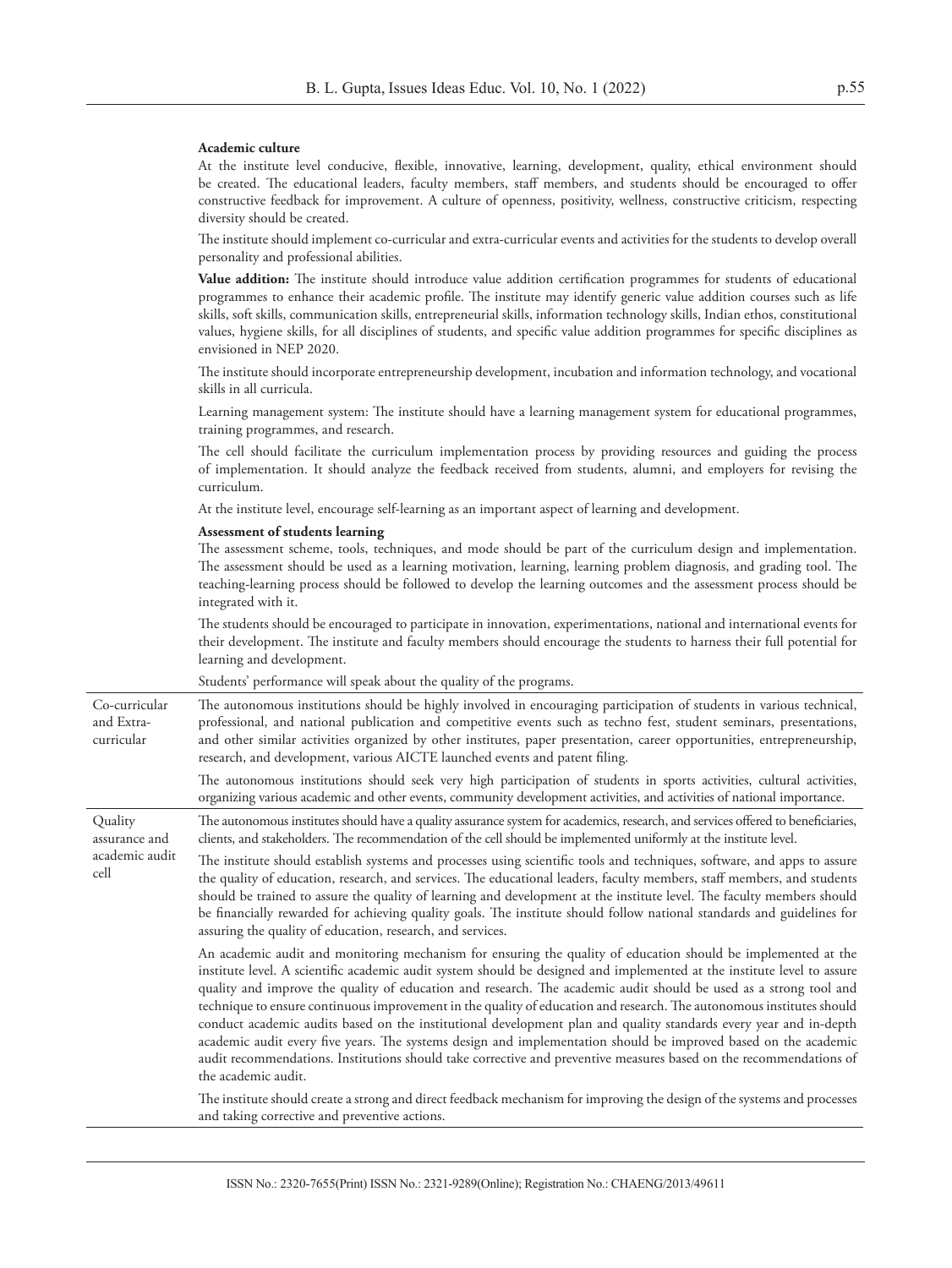| | |
|---|---|
| | **Academic culture**<br>At the institute level conducive, flexible, innovative, learning, development, quality, ethical environment should be created. The educational leaders, faculty members, staff members, and students should be encouraged to offer constructive feedback for improvement. A culture of openness, positivity, wellness, constructive criticism, respecting diversity should be created.<br>The institute should implement co-curricular and extra-curricular events and activities for the students to develop overall personality and professional abilities.<br>**Value addition:** The institute should introduce value addition certification programmes for students of educational programmes to enhance their academic profile. The institute may identify generic value addition courses such as life skills, soft skills, communication skills, entrepreneurial skills, information technology skills, Indian ethos, constitutional values, hygiene skills, for all disciplines of students, and specific value addition programmes for specific disciplines as envisioned in NEP 2020.<br>The institute should incorporate entrepreneurship development, incubation and information technology, and vocational skills in all curricula.<br>Learning management system: The institute should have a learning management system for educational programmes, training programmes, and research.<br>The cell should facilitate the curriculum implementation process by providing resources and guiding the process of implementation. It should analyze the feedback received from students, alumni, and employers for revising the curriculum.<br>At the institute level, encourage self-learning as an important aspect of learning and development.<br>**Assessment of students learning**<br>The assessment scheme, tools, techniques, and mode should be part of the curriculum design and implementation. The assessment should be used as a learning motivation, learning, learning problem diagnosis, and grading tool. The teaching-learning process should be followed to develop the learning outcomes and the assessment process should be integrated with it.<br>The students should be encouraged to participate in innovation, experimentations, national and international events for their development. The institute and faculty members should encourage the students to harness their full potential for learning and development.<br>Students' performance will speak about the quality of the programs. |
| Co-curricular and Extra-curricular | The autonomous institutions should be highly involved in encouraging participation of students in various technical, professional, and national publication and competitive events such as techno fest, student seminars, presentations, and other similar activities organized by other institutes, paper presentation, career opportunities, entrepreneurship, research, and development, various AICTE launched events and patent filing.<br>The autonomous institutions should seek very high participation of students in sports activities, cultural activities, organizing various academic and other events, community development activities, and activities of national importance. |
| Quality assurance and academic audit cell | The autonomous institutes should have a quality assurance system for academics, research, and services offered to beneficiaries, clients, and stakeholders. The recommendation of the cell should be implemented uniformly at the institute level.<br>The institute should establish systems and processes using scientific tools and techniques, software, and apps to assure the quality of education, research, and services. The educational leaders, faculty members, staff members, and students should be trained to assure the quality of learning and development at the institute level. The faculty members should be financially rewarded for achieving quality goals. The institute should follow national standards and guidelines for assuring the quality of education, research, and services.<br>An academic audit and monitoring mechanism for ensuring the quality of education should be implemented at the institute level. A scientific academic audit system should be designed and implemented at the institute level to assure quality and improve the quality of education and research. The academic audit should be used as a strong tool and technique to ensure continuous improvement in the quality of education and research. The autonomous institutes should conduct academic audits based on the institutional development plan and quality standards every year and in-depth academic audit every five years. The systems design and implementation should be improved based on the academic audit recommendations. Institutions should take corrective and preventive measures based on the recommendations of the academic audit.<br>The institute should create a strong and direct feedback mechanism for improving the design of the systems and processes and taking corrective and preventive actions. |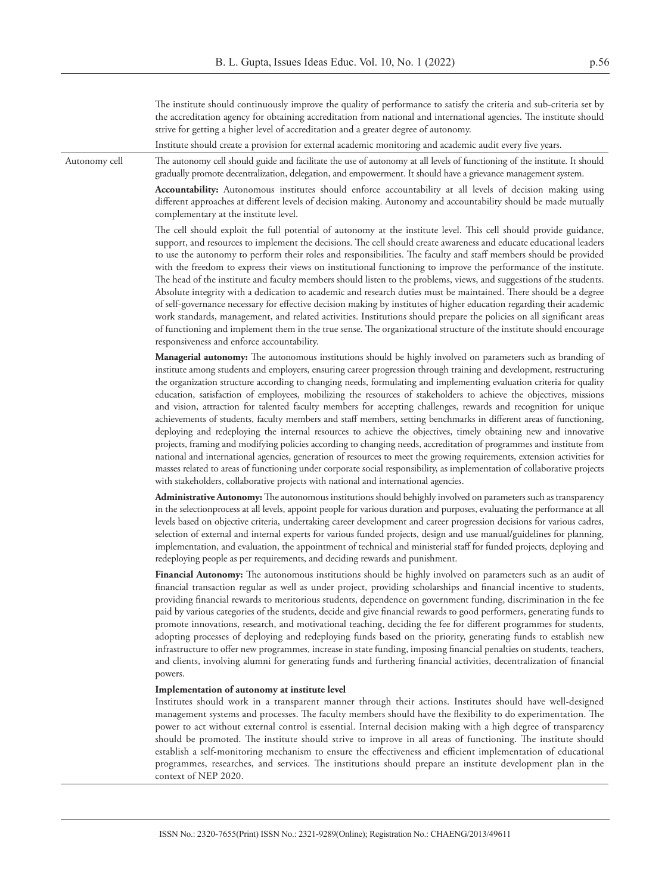| | |
|---|---|
| | The institute should continuously improve the quality of performance to satisfy the criteria and sub-criteria set by the accreditation agency for obtaining accreditation from national and international agencies. The institute should strive for getting a higher level of accreditation and a greater degree of autonomy.<br><br>Institute should create a provision for external academic monitoring and academic audit every five years. |
| Autonomy cell | The autonomy cell should guide and facilitate the use of autonomy at all levels of functioning of the institute. It should gradually promote decentralization, delegation, and empowerment. It should have a grievance management system. |

**Accountability:** Autonomous institutes should enforce accountability at all levels of decision making using different approaches at different levels of decision making. Autonomy and accountability should be made mutually complementary at the institute level.

The cell should exploit the full potential of autonomy at the institute level. This cell should provide guidance, support, and resources to implement the decisions. The cell should create awareness and educate educational leaders to use the autonomy to perform their roles and responsibilities. The faculty and staff members should be provided with the freedom to express their views on institutional functioning to improve the performance of the institute. The head of the institute and faculty members should listen to the problems, views, and suggestions of the students. Absolute integrity with a dedication to academic and research duties must be maintained. There should be a degree of self-governance necessary for effective decision making by institutes of higher education regarding their academic work standards, management, and related activities. Institutions should prepare the policies on all significant areas of functioning and implement them in the true sense. The organizational structure of the institute should encourage responsiveness and enforce accountability.

**Managerial autonomy:** The autonomous institutions should be highly involved on parameters such as branding of institute among students and employers, ensuring career progression through training and development, restructuring the organization structure according to changing needs, formulating and implementing evaluation criteria for quality education, satisfaction of employees, mobilizing the resources of stakeholders to achieve the objectives, missions and vision, attraction for talented faculty members for accepting challenges, rewards and recognition for unique achievements of students, faculty members and staff members, setting benchmarks in different areas of functioning, deploying and redeploying the internal resources to achieve the objectives, timely obtaining new and innovative projects, framing and modifying policies according to changing needs, accreditation of programmes and institute from national and international agencies, generation of resources to meet the growing requirements, extension activities for masses related to areas of functioning under corporate social responsibility, as implementation of collaborative projects with stakeholders, collaborative projects with national and international agencies.

**Administrative Autonomy:** The autonomous institutions should behighly involved on parameters such as transparency in the selectionprocess at all levels, appoint people for various duration and purposes, evaluating the performance at all levels based on objective criteria, undertaking career development and career progression decisions for various cadres, selection of external and internal experts for various funded projects, design and use manual/guidelines for planning, implementation, and evaluation, the appointment of technical and ministerial staff for funded projects, deploying and redeploying people as per requirements, and deciding rewards and punishment.

**Financial Autonomy:** The autonomous institutions should be highly involved on parameters such as an audit of financial transaction regular as well as under project, providing scholarships and financial incentive to students, providing financial rewards to meritorious students, dependence on government funding, discrimination in the fee paid by various categories of the students, decide and give financial rewards to good performers, generating funds to promote innovations, research, and motivational teaching, deciding the fee for different programmes for students, adopting processes of deploying and redeploying funds based on the priority, generating funds to establish new infrastructure to offer new programmes, increase in state funding, imposing financial penalties on students, teachers, and clients, involving alumni for generating funds and furthering financial activities, decentralization of financial powers.

**Implementation of autonomy at institute level**

Institutes should work in a transparent manner through their actions. Institutes should have well-designed management systems and processes. The faculty members should have the flexibility to do experimentation. The power to act without external control is essential. Internal decision making with a high degree of transparency should be promoted. The institute should strive to improve in all areas of functioning. The institute should establish a self-monitoring mechanism to ensure the effectiveness and efficient implementation of educational programmes, researches, and services. The institutions should prepare an institute development plan in the context of NEP 2020.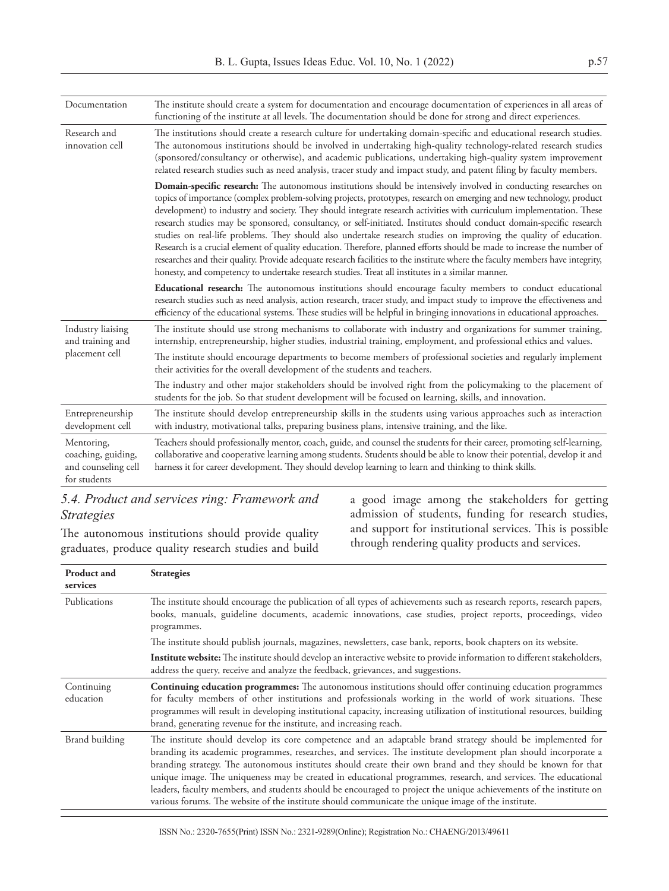| | |
|---|---|
| Documentation | The institute should create a system for documentation and encourage documentation of experiences in all areas of functioning of the institute at all levels. The documentation should be done for strong and direct experiences. |
| Research and innovation cell | The institutions should create a research culture for undertaking domain-specific and educational research studies. The autonomous institutions should be involved in undertaking high-quality technology-related research studies (sponsored/consultancy or otherwise), and academic publications, undertaking high-quality system improvement related research studies such as need analysis, tracer study and impact study, and patent filing by faculty members. |
| | **Domain-specific research:** The autonomous institutions should be intensively involved in conducting researches on topics of importance (complex problem-solving projects, prototypes, research on emerging and new technology, product development) to industry and society. They should integrate research activities with curriculum implementation. These research studies may be sponsored, consultancy, or self-initiated. Institutes should conduct domain-specific research studies on real-life problems. They should also undertake research studies on improving the quality of education. Research is a crucial element of quality education. Therefore, planned efforts should be made to increase the number of researches and their quality. Provide adequate research facilities to the institute where the faculty members have integrity, honesty, and competency to undertake research studies. Treat all institutes in a similar manner. |
| | **Educational research:** The autonomous institutions should encourage faculty members to conduct educational research studies such as need analysis, action research, tracer study, and impact study to improve the effectiveness and efficiency of the educational systems. These studies will be helpful in bringing innovations in educational approaches. |
| Industry liaising and training and placement cell | The institute should use strong mechanisms to collaborate with industry and organizations for summer training, internship, entrepreneurship, higher studies, industrial training, employment, and professional ethics and values. |
| | The institute should encourage departments to become members of professional societies and regularly implement their activities for the overall development of the students and teachers. |
| | The industry and other major stakeholders should be involved right from the policymaking to the placement of students for the job. So that student development will be focused on learning, skills, and innovation. |
| Entrepreneurship development cell | The institute should develop entrepreneurship skills in the students using various approaches such as interaction with industry, motivational talks, preparing business plans, intensive training, and the like. |
| Mentoring, coaching, guiding, and counseling cell for students | Teachers should professionally mentor, coach, guide, and counsel the students for their career, promoting self-learning, collaborative and cooperative learning among students. Students should be able to know their potential, develop it and harness it for career development. They should develop learning to learn and thinking to think skills. |

### *5.4. Product and services ring: Framework and Strategies*

The autonomous institutions should provide quality graduates, produce quality research studies and build a good image among the stakeholders for getting admission of students, funding for research studies, and support for institutional services. This is possible through rendering quality products and services.

| Product and services | Strategies |
|---|---|
| Publications | The institute should encourage the publication of all types of achievements such as research reports, research papers, books, manuals, guideline documents, academic innovations, case studies, project reports, proceedings, video programmes. |
| | The institute should publish journals, magazines, newsletters, case bank, reports, book chapters on its website. |
| | **Institute website:** The institute should develop an interactive website to provide information to different stakeholders, address the query, receive and analyze the feedback, grievances, and suggestions. |
| Continuing education | **Continuing education programmes:** The autonomous institutions should offer continuing education programmes for faculty members of other institutions and professionals working in the world of work situations. These programmes will result in developing institutional capacity, increasing utilization of institutional resources, building brand, generating revenue for the institute, and increasing reach. |
| Brand building | The institute should develop its core competence and an adaptable brand strategy should be implemented for branding its academic programmes, researches, and services. The institute development plan should incorporate a branding strategy. The autonomous institutes should create their own brand and they should be known for that unique image. The uniqueness may be created in educational programmes, research, and services. The educational leaders, faculty members, and students should be encouraged to project the unique achievements of the institute on various forums. The website of the institute should communicate the unique image of the institute. |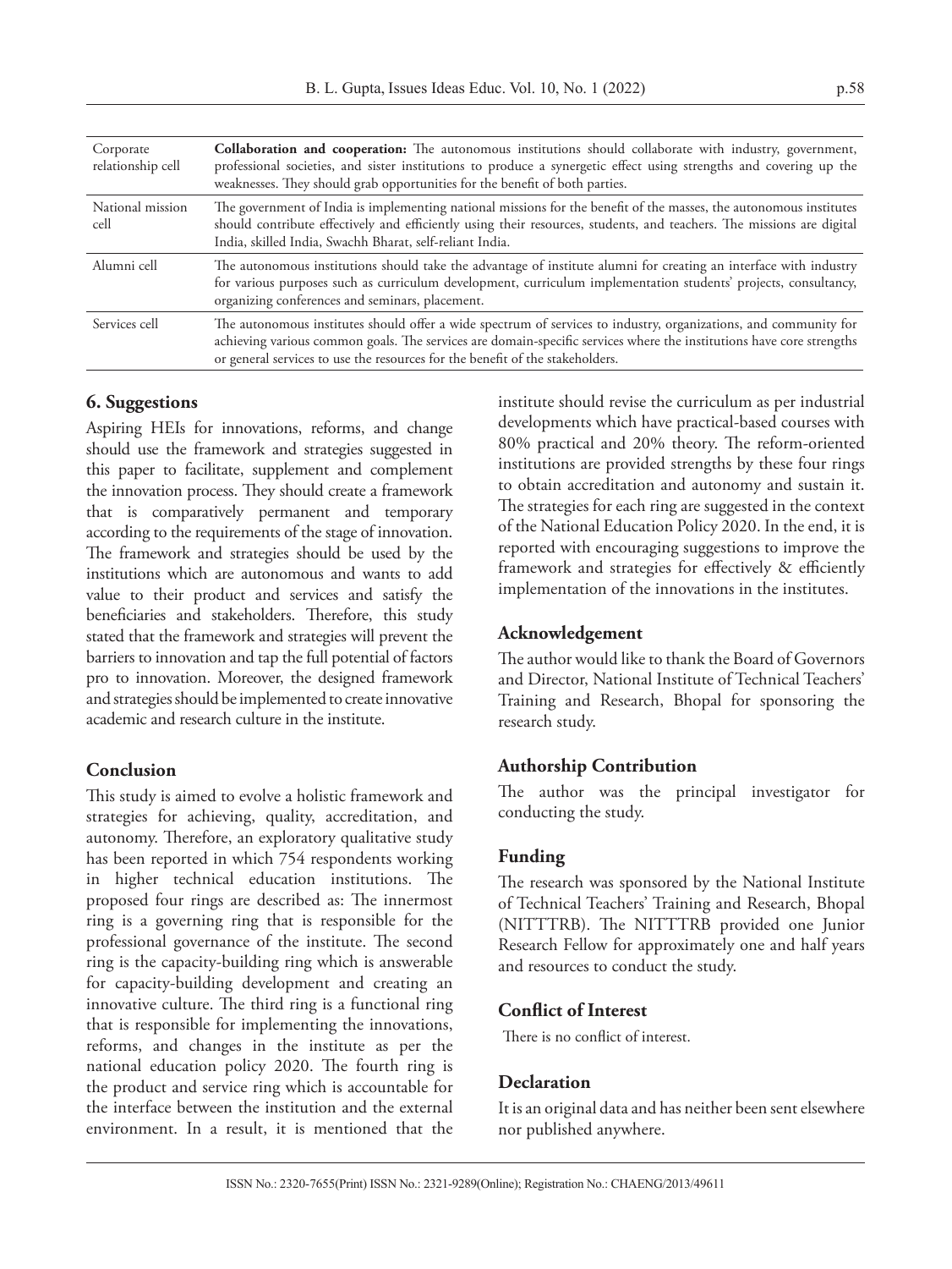| | |
|---|---|
| Corporate relationship cell | **Collaboration and cooperation:** The autonomous institutions should collaborate with industry, government, professional societies, and sister institutions to produce a synergetic effect using strengths and covering up the weaknesses. They should grab opportunities for the benefit of both parties. |
| National mission cell | The government of India is implementing national missions for the benefit of the masses, the autonomous institutes should contribute effectively and efficiently using their resources, students, and teachers. The missions are digital India, skilled India, Swachh Bharat, self-reliant India. |
| Alumni cell | The autonomous institutions should take the advantage of institute alumni for creating an interface with industry for various purposes such as curriculum development, curriculum implementation students' projects, consultancy, organizing conferences and seminars, placement. |
| Services cell | The autonomous institutes should offer a wide spectrum of services to industry, organizations, and community for achieving various common goals. The services are domain-specific services where the institutions have core strengths or general services to use the resources for the benefit of the stakeholders. |

## 6. Suggestions

Aspiring HEIs for innovations, reforms, and change should use the framework and strategies suggested in this paper to facilitate, supplement and complement the innovation process. They should create a framework that is comparatively permanent and temporary according to the requirements of the stage of innovation. The framework and strategies should be used by the institutions which are autonomous and wants to add value to their product and services and satisfy the beneficiaries and stakeholders. Therefore, this study stated that the framework and strategies will prevent the barriers to innovation and tap the full potential of factors pro to innovation. Moreover, the designed framework and strategies should be implemented to create innovative academic and research culture in the institute.

## Conclusion

This study is aimed to evolve a holistic framework and strategies for achieving, quality, accreditation, and autonomy. Therefore, an exploratory qualitative study has been reported in which 754 respondents working in higher technical education institutions. The proposed four rings are described as: The innermost ring is a governing ring that is responsible for the professional governance of the institute. The second ring is the capacity-building ring which is answerable for capacity-building development and creating an innovative culture. The third ring is a functional ring that is responsible for implementing the innovations, reforms, and changes in the institute as per the national education policy 2020. The fourth ring is the product and service ring which is accountable for the interface between the institution and the external environment. In a result, it is mentioned that the institute should revise the curriculum as per industrial developments which have practical-based courses with 80% practical and 20% theory. The reform-oriented institutions are provided strengths by these four rings to obtain accreditation and autonomy and sustain it. The strategies for each ring are suggested in the context of the National Education Policy 2020. In the end, it is reported with encouraging suggestions to improve the framework and strategies for effectively & efficiently implementation of the innovations in the institutes.

## Acknowledgement

The author would like to thank the Board of Governors and Director, National Institute of Technical Teachers' Training and Research, Bhopal for sponsoring the research study.

## Authorship Contribution

The author was the principal investigator for conducting the study.

## Funding

The research was sponsored by the National Institute of Technical Teachers' Training and Research, Bhopal (NITTTRB). The NITTTRB provided one Junior Research Fellow for approximately one and half years and resources to conduct the study.

## Conflict of Interest

There is no conflict of interest.

## Declaration

It is an original data and has neither been sent elsewhere nor published anywhere.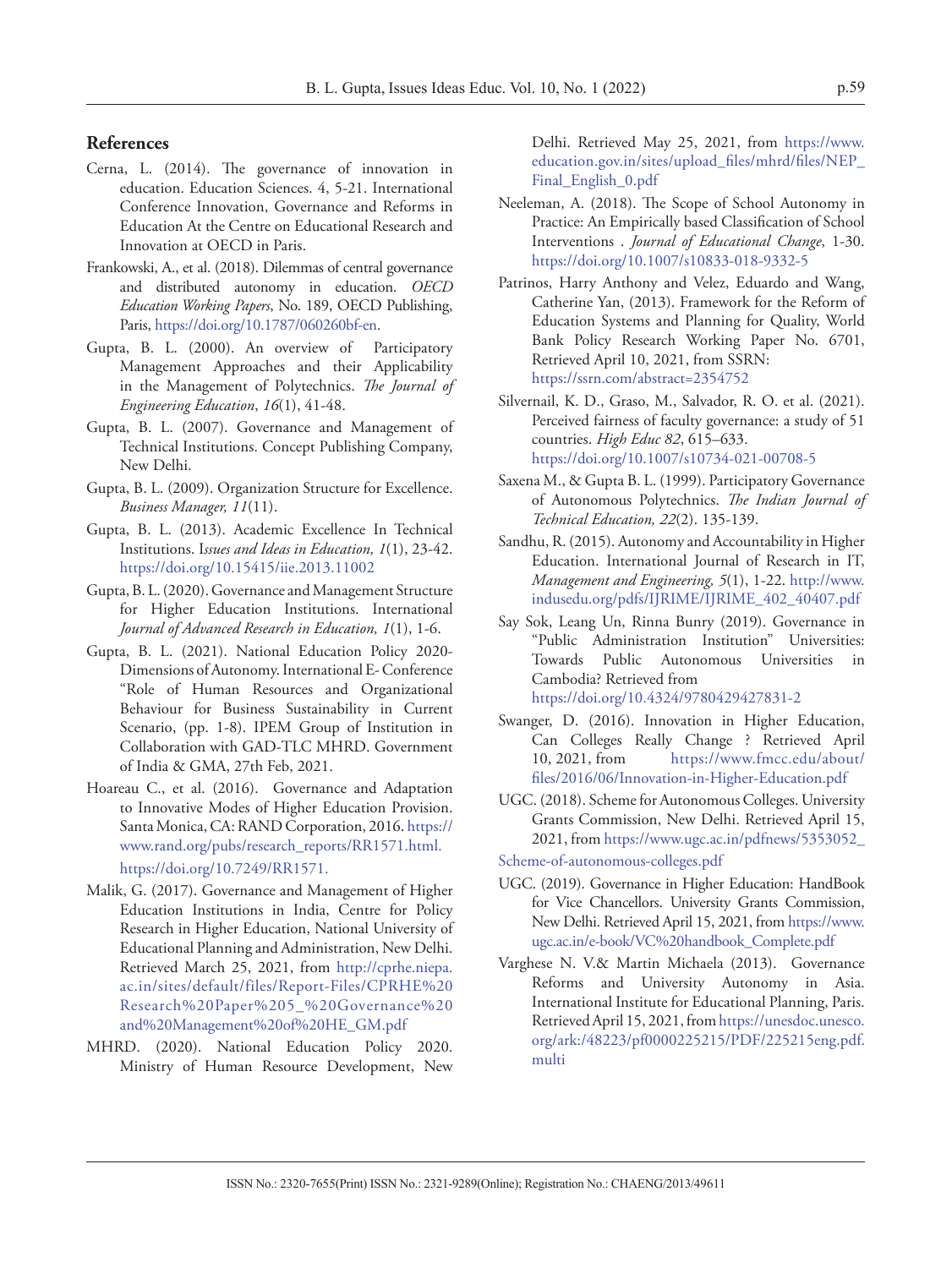## References

- Cerna, L. (2014). The governance of innovation in education. Education Sciences. 4, 5-21. International Conference Innovation, Governance and Reforms in Education At the Centre on Educational Research and Innovation at OECD in Paris.
- Frankowski, A., et al. (2018). Dilemmas of central governance and distributed autonomy in education. *OECD Education Working Papers*, No. 189, OECD Publishing, Paris, https://doi.org/10.1787/060260bf-en.
- Gupta, B. L. (2000). An overview of Participatory Management Approaches and their Applicability in the Management of Polytechnics. *The Journal of Engineering Education*, *16*(1), 41-48.
- Gupta, B. L. (2007). Governance and Management of Technical Institutions. Concept Publishing Company, New Delhi.
- Gupta, B. L. (2009). Organization Structure for Excellence. *Business Manager, 11*(11).
- Gupta, B. L. (2013). Academic Excellence In Technical Institutions. I*ssues and Ideas in Education, 1*(1), 23-42. https://doi.org/10.15415/iie.2013.11002
- Gupta, B. L. (2020). Governance and Management Structure for Higher Education Institutions. International *Journal of Advanced Research in Education, 1*(1), 1-6.
- Gupta, B. L. (2021). National Education Policy 2020-Dimensions of Autonomy. International E- Conference "Role of Human Resources and Organizational Behaviour for Business Sustainability in Current Scenario, (pp. 1-8). IPEM Group of Institution in Collaboration with GAD-TLC MHRD. Government of India & GMA, 27th Feb, 2021.
- Hoareau C., et al. (2016). Governance and Adaptation to Innovative Modes of Higher Education Provision. Santa Monica, CA: RAND Corporation, 2016. https://www.rand.org/pubs/research_reports/RR1571.html. https://doi.org/10.7249/RR1571.
- Malik, G. (2017). Governance and Management of Higher Education Institutions in India, Centre for Policy Research in Higher Education, National University of Educational Planning and Administration, New Delhi. Retrieved March 25, 2021, from http://cprhe.niepa.ac.in/sites/default/files/Report-Files/CPRHE%20Research%20Paper%205_%20Governance%20and%20Management%20of%20HE_GM.pdf
- MHRD. (2020). National Education Policy 2020. Ministry of Human Resource Development, New Delhi. Retrieved May 25, 2021, from https://www.education.gov.in/sites/upload_files/mhrd/files/NEP_Final_English_0.pdf
- Neeleman, A. (2018). The Scope of School Autonomy in Practice: An Empirically based Classification of School Interventions . *Journal of Educational Change*, 1-30. https://doi.org/10.1007/s10833-018-9332-5
- Patrinos, Harry Anthony and Velez, Eduardo and Wang, Catherine Yan, (2013). Framework for the Reform of Education Systems and Planning for Quality, World Bank Policy Research Working Paper No. 6701, Retrieved April 10, 2021, from SSRN: https://ssrn.com/abstract=2354752
- Silvernail, K. D., Graso, M., Salvador, R. O. et al. (2021). Perceived fairness of faculty governance: a study of 51 countries. *High Educ 82*, 615–633. https://doi.org/10.1007/s10734-021-00708-5
- Saxena M., & Gupta B. L. (1999). Participatory Governance of Autonomous Polytechnics. *The Indian Journal of Technical Education, 22*(2). 135-139.
- Sandhu, R. (2015). Autonomy and Accountability in Higher Education. International Journal of Research in IT, *Management and Engineering, 5*(1), 1-22. http://www.indusedu.org/pdfs/IJRIME/IJRIME_402_40407.pdf
- Say Sok, Leang Un, Rinna Bunry (2019). Governance in "Public Administration Institution" Universities: Towards Public Autonomous Universities in Cambodia? Retrieved from https://doi.org/10.4324/9780429427831-2
- Swanger, D. (2016). Innovation in Higher Education, Can Colleges Really Change ? Retrieved April 10, 2021, from https://www.fmcc.edu/about/files/2016/06/Innovation-in-Higher-Education.pdf
- UGC. (2018). Scheme for Autonomous Colleges. University Grants Commission, New Delhi. Retrieved April 15, 2021, from https://www.ugc.ac.in/pdfnews/5353052_Scheme-of-autonomous-colleges.pdf
- UGC. (2019). Governance in Higher Education: HandBook for Vice Chancellors. University Grants Commission, New Delhi. Retrieved April 15, 2021, from https://www.ugc.ac.in/e-book/VC%20handbook_Complete.pdf
- Varghese N. V.& Martin Michaela (2013). Governance Reforms and University Autonomy in Asia. International Institute for Educational Planning, Paris. Retrieved April 15, 2021, from https://unesdoc.unesco.org/ark:/48223/pf0000225215/PDF/225215eng.pdf.multi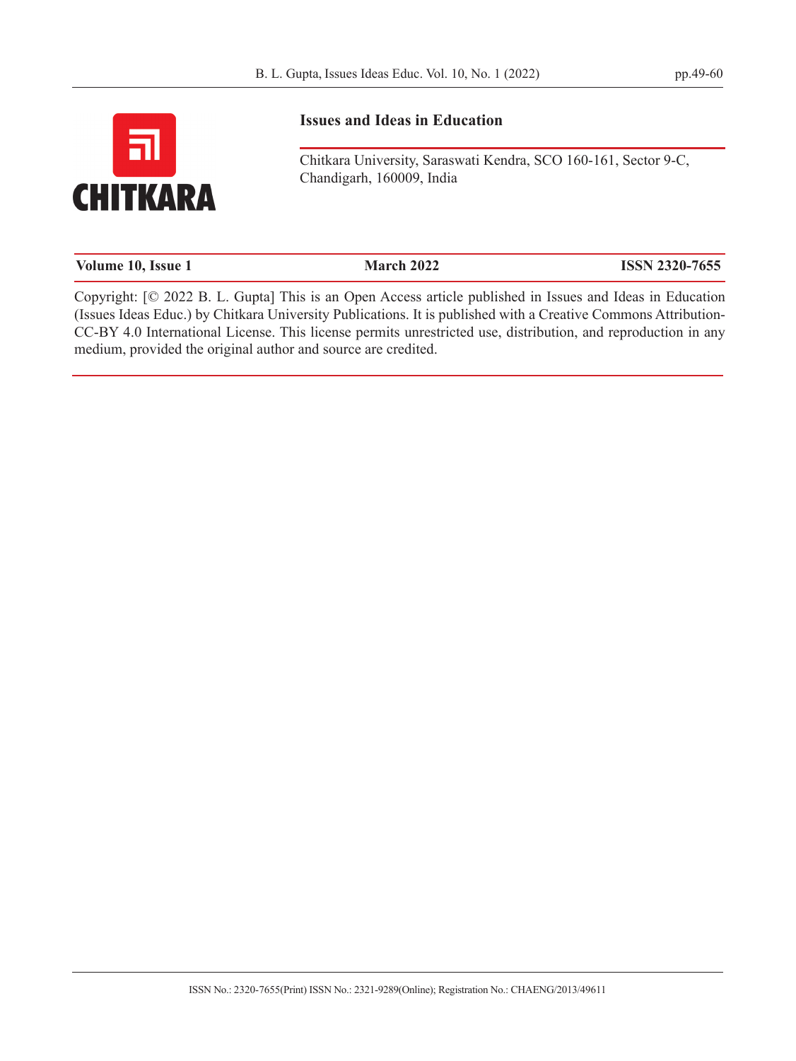**Issues and Ideas in Education**

Chitkara University, Saraswati Kendra, SCO 160-161, Sector 9-C, Chandigarh, 160009, India

| **Volume 10, Issue 1** | **March 2022** | **ISSN 2320-7655** |
|---|---|---|

Copyright: [© 2022 B. L. Gupta] This is an Open Access article published in Issues and Ideas in Education (Issues Ideas Educ.) by Chitkara University Publications. It is published with a Creative Commons Attribution-CC-BY 4.0 International License. This license permits unrestricted use, distribution, and reproduction in any medium, provided the original author and source are credited.